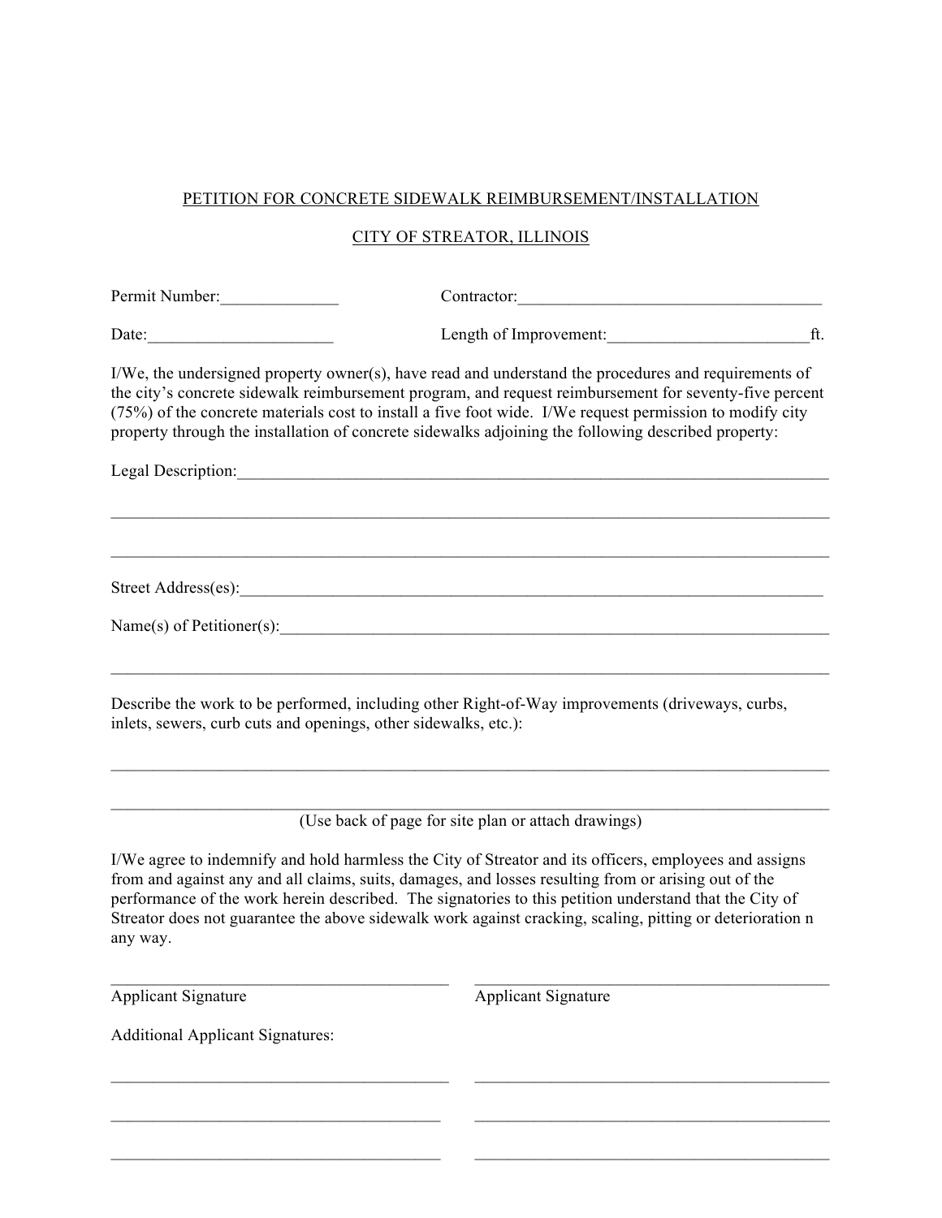PETITION FOR CONCRETE SIDEWALK REIMBURSEMENT/INSTALLATION

CITY OF STREATOR, ILLINOIS

Permit Number:______________ Contractor:____________________________________

Date:______________________ Length of Improvement:________________________ft.

I/We, the undersigned property owner(s), have read and understand the procedures and requirements of the city's concrete sidewalk reimbursement program, and request reimbursement for seventy-five percent (75%) of the concrete materials cost to install a five foot wide. I/We request permission to modify city property through the installation of concrete sidewalks adjoining the following described property:

Legal Description:_______________________________________________________________________

_____________________________________________________________________________________

_____________________________________________________________________________________

Street Address(es):______________________________________________________________________

Name(s) of Petitioner(s):_________________________________________________________________

_____________________________________________________________________________________

Describe the work to be performed, including other Right-of-Way improvements (driveways, curbs, inlets, sewers, curb cuts and openings, other sidewalks, etc.):

_____________________________________________________________________________________

_____________________________________________________________________________________

(Use back of page for site plan or attach drawings)

I/We agree to indemnify and hold harmless the City of Streator and its officers, employees and assigns from and against any and all claims, suits, damages, and losses resulting from or arising out of the performance of the work herein described. The signatories to this petition understand that the City of Streator does not guarantee the above sidewalk work against cracking, scaling, pitting or deterioration n any way.

________________________________________ ________________________________________

Applicant Signature Applicant Signature

Additional Applicant Signatures:

________________________________________ ________________________________________

________________________________________ ________________________________________

________________________________________ ________________________________________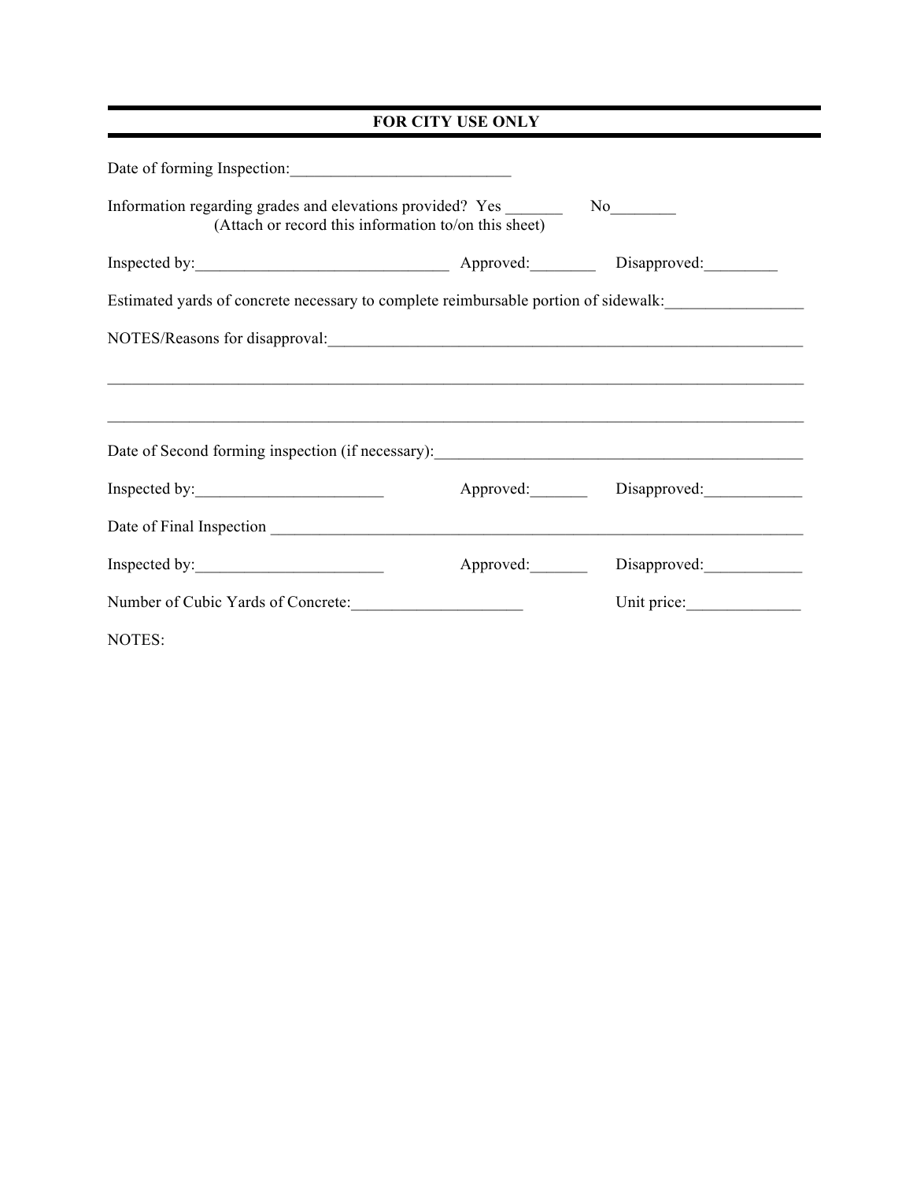**FOR CITY USE ONLY**

Date of forming Inspection:___________________________

Information regarding grades and elevations provided? Yes _______ No________
(Attach or record this information to/on this sheet)

Inspected by:_______________________________ Approved:________ Disapproved:_________

Estimated yards of concrete necessary to complete reimbursable portion of sidewalk:________________

NOTES/Reasons for disapproval:____________________________________________________________

______________________________________________________________________________________

______________________________________________________________________________________

Date of Second forming inspection (if necessary):_____________________________________________

Inspected by:_______________________ Approved:_______ Disapproved:____________

Date of Final Inspection _________________________________________________________________

Inspected by:_______________________ Approved:_______ Disapproved:____________

Number of Cubic Yards of Concrete:_____________________ Unit price:______________

NOTES: